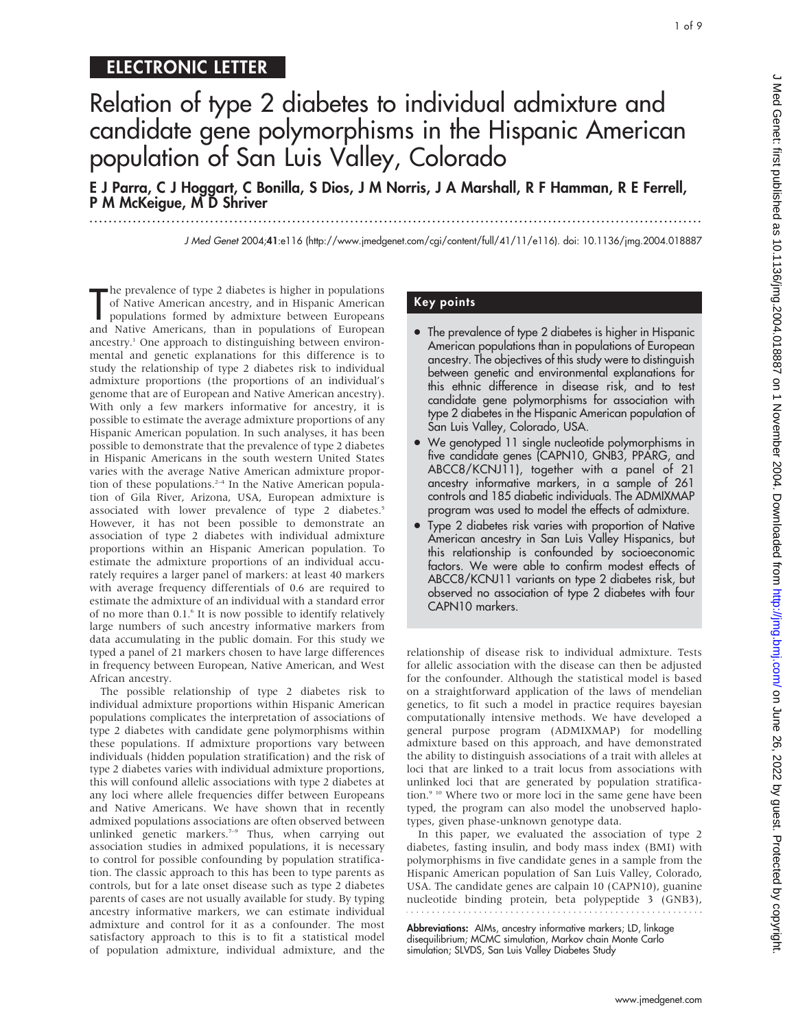ELECTRONIC LETTER

# Relation of type 2 diabetes to individual admixture and candidate gene polymorphisms in the Hispanic American population of San Luis Valley, Colorado

**E J Parra, C J Hoggart, C Bonilla, S Dios, J M Norris, J A Marshall, R F Hamman, R E Ferrell, P M McKeigue, M D Shriver**

*J Med Genet* 2004;**41**:e116 (http://www.jmedgenet.com/cgi/content/full/41/11/e116). doi: 10.1136/jmg.2004.018887

The prevalence of type 2 diabetes is higher in populations of Native American ancestry, and in Hispanic American populations formed by admixture between Europeans and Native Americans, than in populations of European ancestry.[1] One approach to distinguishing between environmental and genetic explanations for this difference is to study the relationship of type 2 diabetes risk to individual admixture proportions (the proportions of an individual's genome that are of European and Native American ancestry). With only a few markers informative for ancestry, it is possible to estimate the average admixture proportions of any Hispanic American population. In such analyses, it has been possible to demonstrate that the prevalence of type 2 diabetes in Hispanic Americans in the south western United States varies with the average Native American admixture proportion of these populations.[2–4] In the Native American population of Gila River, Arizona, USA, European admixture is associated with lower prevalence of type 2 diabetes.[5] However, it has not been possible to demonstrate an association of type 2 diabetes with individual admixture proportions within an Hispanic American population. To estimate the admixture proportions of an individual accurately requires a larger panel of markers: at least 40 markers with average frequency differentials of 0.6 are required to estimate the admixture of an individual with a standard error of no more than 0.1.[6] It is now possible to identify relatively large numbers of such ancestry informative markers from data accumulating in the public domain. For this study we typed a panel of 21 markers chosen to have large differences in frequency between European, Native American, and West African ancestry.

The possible relationship of type 2 diabetes risk to individual admixture proportions within Hispanic American populations complicates the interpretation of associations of type 2 diabetes with candidate gene polymorphisms within these populations. If admixture proportions vary between individuals (hidden population stratification) and the risk of type 2 diabetes varies with individual admixture proportions, this will confound allelic associations with type 2 diabetes at any loci where allele frequencies differ between Europeans and Native Americans. We have shown that in recently admixed populations associations are often observed between unlinked genetic markers.[7–9] Thus, when carrying out association studies in admixed populations, it is necessary to control for possible confounding by population stratification. The classic approach to this has been to type parents as controls, but for a late onset disease such as type 2 diabetes parents of cases are not usually available for study. By typing ancestry informative markers, we can estimate individual admixture and control for it as a confounder. The most satisfactory approach to this is to fit a statistical model of population admixture, individual admixture, and the

## Key points

- The prevalence of type 2 diabetes is higher in Hispanic American populations than in populations of European ancestry. The objectives of this study were to distinguish between genetic and environmental explanations for this ethnic difference in disease risk, and to test candidate gene polymorphisms for association with type 2 diabetes in the Hispanic American population of San Luis Valley, Colorado, USA.
- We genotyped 11 single nucleotide polymorphisms in five candidate genes (CAPN10, GNB3, PPARG, and ABCC8/KCNJ11), together with a panel of 21 ancestry informative markers, in a sample of 261 controls and 185 diabetic individuals. The ADMIXMAP program was used to model the effects of admixture.
- Type 2 diabetes risk varies with proportion of Native American ancestry in San Luis Valley Hispanics, but this relationship is confounded by socioeconomic factors. We were able to confirm modest effects of ABCC8/KCNJ11 variants on type 2 diabetes risk, but observed no association of type 2 diabetes with four CAPN10 markers.

relationship of disease risk to individual admixture. Tests for allelic association with the disease can then be adjusted for the confounder. Although the statistical model is based on a straightforward application of the laws of mendelian genetics, to fit such a model in practice requires bayesian computationally intensive methods. We have developed a general purpose program (ADMIXMAP) for modelling admixture based on this approach, and have demonstrated the ability to distinguish associations of a trait with alleles at loci that are linked to a trait locus from associations with unlinked loci that are generated by population stratification.[9 10] Where two or more loci in the same gene have been typed, the program can also model the unobserved haplotypes, given phase-unknown genotype data.

In this paper, we evaluated the association of type 2 diabetes, fasting insulin, and body mass index (BMI) with polymorphisms in five candidate genes in a sample from the Hispanic American population of San Luis Valley, Colorado, USA. The candidate genes are calpain 10 (CAPN10), guanine nucleotide binding protein, beta polypeptide 3 (GNB3),

**Abbreviations:** AIMs, ancestry informative markers; LD, linkage disequilibrium; MCMC simulation, Markov chain Monte Carlo simulation; SLVDS, San Luis Valley Diabetes Study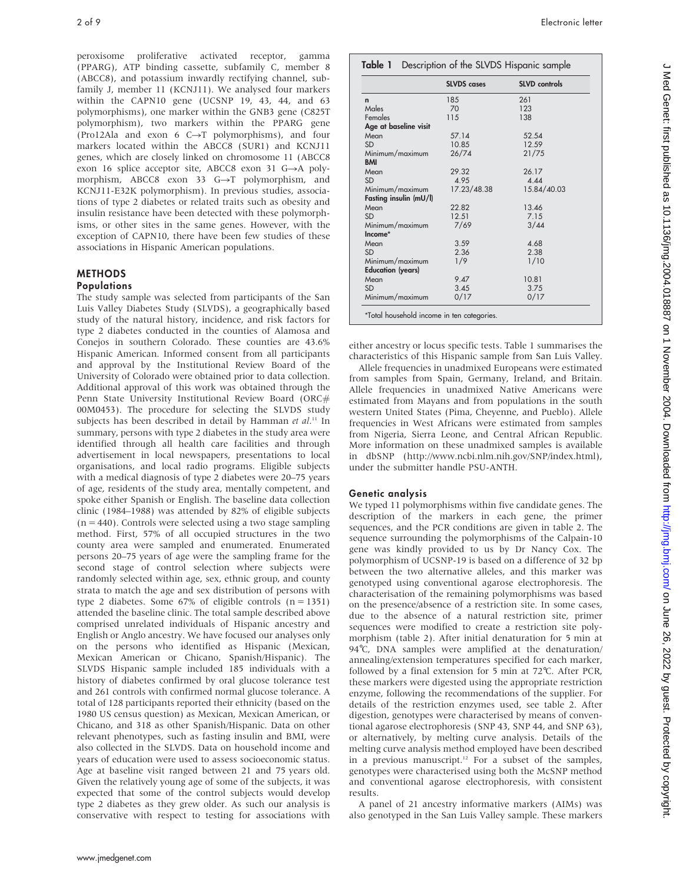peroxisome proliferative activated receptor, gamma (PPARG), ATP binding cassette, subfamily C, member 8 (ABCC8), and potassium inwardly rectifying channel, subfamily J, member 11 (KCNJ11). We analysed four markers within the CAPN10 gene (UCSNP 19, 43, 44, and 63 polymorphisms), one marker within the GNB3 gene (C825T polymorphism), two markers within the PPARG gene (Pro12Ala and exon 6 C→T polymorphisms), and four markers located within the ABCC8 (SUR1) and KCNJ11 genes, which are closely linked on chromosome 11 (ABCC8 exon 16 splice acceptor site, ABCC8 exon 31 G→A polymorphism, ABCC8 exon 33 G→T polymorphism, and KCNJ11-E32K polymorphism). In previous studies, associations of type 2 diabetes or related traits such as obesity and insulin resistance have been detected with these polymorphisms, or other sites in the same genes. However, with the exception of CAPN10, there have been few studies of these associations in Hispanic American populations.

## METHODS

### Populations

The study sample was selected from participants of the San Luis Valley Diabetes Study (SLVDS), a geographically based study of the natural history, incidence, and risk factors for type 2 diabetes conducted in the counties of Alamosa and Conejos in southern Colorado. These counties are 43.6% Hispanic American. Informed consent from all participants and approval by the Institutional Review Board of the University of Colorado were obtained prior to data collection. Additional approval of this work was obtained through the Penn State University Institutional Review Board (ORC# 00M0453). The procedure for selecting the SLVDS study subjects has been described in detail by Hamman *et al*.[11] In summary, persons with type 2 diabetes in the study area were identified through all health care facilities and through advertisement in local newspapers, presentations to local organisations, and local radio programs. Eligible subjects with a medical diagnosis of type 2 diabetes were 20–75 years of age, residents of the study area, mentally competent, and spoke either Spanish or English. The baseline data collection clinic (1984–1988) was attended by 82% of eligible subjects (n = 440). Controls were selected using a two stage sampling method. First, 57% of all occupied structures in the two county area were sampled and enumerated. Enumerated persons 20–75 years of age were the sampling frame for the second stage of control selection where subjects were randomly selected within age, sex, ethnic group, and county strata to match the age and sex distribution of persons with type 2 diabetes. Some 67% of eligible controls (n = 1351) attended the baseline clinic. The total sample described above comprised unrelated individuals of Hispanic ancestry and English or Anglo ancestry. We have focused our analyses only on the persons who identified as Hispanic (Mexican, Mexican American or Chicano, Spanish/Hispanic). The SLVDS Hispanic sample included 185 individuals with a history of diabetes confirmed by oral glucose tolerance test and 261 controls with confirmed normal glucose tolerance. A total of 128 participants reported their ethnicity (based on the 1980 US census question) as Mexican, Mexican American, or Chicano, and 318 as other Spanish/Hispanic. Data on other relevant phenotypes, such as fasting insulin and BMI, were also collected in the SLVDS. Data on household income and years of education were used to assess socioeconomic status. Age at baseline visit ranged between 21 and 75 years old. Given the relatively young age of some of the subjects, it was expected that some of the control subjects would develop type 2 diabetes as they grew older. As such our analysis is conservative with respect to testing for associations with either ancestry or locus specific tests. Table 1 summarises the characteristics of this Hispanic sample from San Luis Valley.

**Table 1** Description of the SLVDS Hispanic sample

| | SLVDS cases | SLVD controls |
|---|---|---|
| **n** | 185 | 261 |
| Males | 70 | 123 |
| Females | 115 | 138 |
| **Age at baseline visit** | | |
| Mean | 57.14 | 52.54 |
| SD | 10.85 | 12.59 |
| Minimum/maximum | 26/74 | 21/75 |
| **BMI** | | |
| Mean | 29.32 | 26.17 |
| SD | 4.95 | 4.44 |
| Minimum/maximum | 17.23/48.38 | 15.84/40.03 |
| **Fasting insulin (mU/l)** | | |
| Mean | 22.82 | 13.46 |
| SD | 12.51 | 7.15 |
| Minimum/maximum | 7/69 | 3/44 |
| **Income*** | | |
| Mean | 3.59 | 4.68 |
| SD | 2.36 | 2.38 |
| Minimum/maximum | 1/9 | 1/10 |
| **Education (years)** | | |
| Mean | 9.47 | 10.81 |
| SD | 3.45 | 3.75 |
| Minimum/maximum | 0/17 | 0/17 |

*Total household income in ten categories.

Allele frequencies in unadmixed Europeans were estimated from samples from Spain, Germany, Ireland, and Britain. Allele frequencies in unadmixed Native Americans were estimated from Mayans and from populations in the south western United States (Pima, Cheyenne, and Pueblo). Allele frequencies in West Africans were estimated from samples from Nigeria, Sierra Leone, and Central African Republic. More information on these unadmixed samples is available in dbSNP (http://www.ncbi.nlm.nih.gov/SNP/index.html), under the submitter handle PSU-ANTH.

### Genetic analysis

We typed 11 polymorphisms within five candidate genes. The description of the markers in each gene, the primer sequences, and the PCR conditions are given in table 2. The sequence surrounding the polymorphisms of the Calpain-10 gene was kindly provided to us by Dr Nancy Cox. The polymorphism of UCSNP-19 is based on a difference of 32 bp between the two alternative alleles, and this marker was genotyped using conventional agarose electrophoresis. The characterisation of the remaining polymorphisms was based on the presence/absence of a restriction site. In some cases, due to the absence of a natural restriction site, primer sequences were modified to create a restriction site polymorphism (table 2). After initial denaturation for 5 min at 94°C, DNA samples were amplified at the denaturation/annealing/extension temperatures specified for each marker, followed by a final extension for 5 min at 72°C. After PCR, these markers were digested using the appropriate restriction enzyme, following the recommendations of the supplier. For details of the restriction enzymes used, see table 2. After digestion, genotypes were characterised by means of conventional agarose electrophoresis (SNP 43, SNP 44, and SNP 63), or alternatively, by melting curve analysis. Details of the melting curve analysis method employed have been described in a previous manuscript.[12] For a subset of the samples, genotypes were characterised using both the McSNP method and conventional agarose electrophoresis, with consistent results.

A panel of 21 ancestry informative markers (AIMs) was also genotyped in the San Luis Valley sample. These markers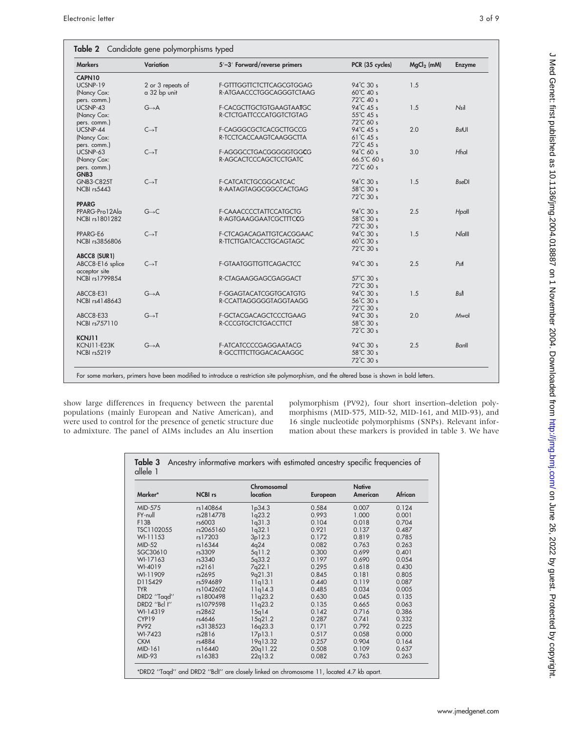**Table 2** Candidate gene polymorphisms typed

| Markers | Variation | 5′–3′ Forward/reverse primers | PCR (35 cycles) | $MgCl_2$ (mM) | Enzyme |
|---|---|---|---|---|---|
| **CAPN10** | | | | | |
| UCSNP-19 (Nancy Cox: pers. comm.) | 2 or 3 repeats of a 32 bp unit | F-GTTTGGTTCTCTTCAGCGTGGAG R-ATGAACCCTGGCAGGGTCTAAG | 94°C 30 s 60°C 40 s 72°C 40 s | 1.5 | |
| UCSNP-43 (Nancy Cox: pers. comm.) | G→A | F-CACGCTTGCTGTGAAGTAA**T**GC R-CTCTGATTCCCATGGTCTGTAG | 94°C 45 s 55°C 45 s 72°C 60 s | 1.5 | *Nsi*I |
| UCSNP-44 (Nancy Cox: pers. comm.) | C→T | F-CAGGGCGCTCACGCTTGCCG R-TCCTCACCAAGTCAAGGCTTA | 94°C 45 s 61°C 45 s 72°C 45 s | 2.0 | *Bsf*UI |
| UCSNP-63 (Nancy Cox: pers. comm.) | C→T | F-AGGGCCTGACGGGGGTGG**C**G R-AGCACTCCCAGCTCCTGATC | 94°C 60 s 66.5°C 60 s 72°C 60 s | 3.0 | *Hha*I |
| **GNB3** | | | | | |
| GNB3-C825T NCBI rs5443 | C→T | F-CATCATCTGCGGCATCAC R-AATAGTAGGCGGCCACTGAG | 94°C 30 s 58°C 30 s 72°C 30 s | 1.5 | *Bse*DI |
| **PPARG** | | | | | |
| PPARG-Pro12Ala NCBI rs1801282 | G→C | F-CAAACCCCTATTCCATGCTG R-AGTGAAGGAATCGCTTTC**C**G | 94°C 30 s 58°C 30 s 72°C 30 s | 2.5 | *Hpa*II |
| PPARG-E6 NCBI rs3856806 | C→T | F-CTCAGACAGATTGTCACGGAAC R-TTCTTGATCACCTGCAGTAGC | 94°C 30 s 60°C 30 s 72°C 30 s | 1.5 | *Nla*III |
| **ABCC8 (SUR1)** | | | | | |
| ABCC8-E16 splice acceptor site NCBI rs1799854 | C→T | F-GTAATGGTTGTTCAGACTCC R-CTAGAAGGAGCGAGGACT | 94°C 30 s 57°C 30 s 72°C 30 s | 2.5 | *Pst*I |
| ABCC8-E31 NCBI rs4148643 | G→A | F-GGAGTACATCGGTGCATGTG R-CCATTAGGGGGTAGGTAAGG | 94°C 30 s 56°C 30 s 72°C 30 s | 1.5 | *Bsl*I |
| ABCC8-E33 NCBI rs757110 | G→T | F-GCTACGACAGCTCCCTGAAG R-CCCGTGCTCTGACCTTCT | 94°C 30 s 58°C 30 s 72°C 30 s | 2.0 | *Mwo*I |
| **KCNJ11** | | | | | |
| KCNJ11-E23K NCBI rs5219 | G→A | F-ATCATCCCCGAGGAATACG R-GCCTTTCTTGGACACAAGGC | 94°C 30 s 58°C 30 s 72°C 30 s | 2.5 | *Ban*II |

For some markers, primers have been modified to introduce a restriction site polymorphism, and the altered base is shown in bold letters.

show large differences in frequency between the parental populations (mainly European and Native American), and were used to control for the presence of genetic structure due to admixture. The panel of AIMs includes an Alu insertion polymorphism (PV92), four short insertion–deletion polymorphisms (MID-575, MID-52, MID-161, and MID-93), and 16 single nucleotide polymorphisms (SNPs). Relevant information about these markers is provided in table 3. We have

**Table 3** Ancestry informative markers with estimated ancestry specific frequencies of allele 1

| Marker* | NCBI rs | Chromosomal location | European | Native American | African |
|---|---|---|---|---|---|
| MID-575 | rs140864 | 1p34.3 | 0.584 | 0.007 | 0.124 |
| FY-null | rs2814778 | 1q23.2 | 0.993 | 1.000 | 0.001 |
| F13B | rs6003 | 1q31.3 | 0.104 | 0.018 | 0.704 |
| TSC1102055 | rs2065160 | 1q32.1 | 0.921 | 0.137 | 0.487 |
| WI-11153 | rs17203 | 3p12.3 | 0.172 | 0.819 | 0.785 |
| MID-52 | rs16344 | 4q24 | 0.082 | 0.763 | 0.263 |
| SGC30610 | rs3309 | 5q11.2 | 0.300 | 0.699 | 0.401 |
| WI-17163 | rs3340 | 5q33.2 | 0.197 | 0.690 | 0.054 |
| WI-4019 | rs2161 | 7q22.1 | 0.295 | 0.618 | 0.430 |
| WI-11909 | rs2695 | 9q21.31 | 0.845 | 0.181 | 0.805 |
| D11S429 | rs594689 | 11q13.1 | 0.440 | 0.119 | 0.087 |
| TYR | rs1042602 | 11q14.3 | 0.485 | 0.034 | 0.005 |
| DRD2 "Taqd" | rs1800498 | 11q23.2 | 0.630 | 0.045 | 0.135 |
| DRD2 "Bcl I" | rs1079598 | 11q23.2 | 0.135 | 0.665 | 0.063 |
| WI-14319 | rs2862 | 15q14 | 0.142 | 0.716 | 0.386 |
| CYP19 | rs4646 | 15q21.2 | 0.287 | 0.741 | 0.332 |
| PV92 | rs3138523 | 16q23.3 | 0.171 | 0.792 | 0.225 |
| WI-7423 | rs2816 | 17p13.1 | 0.517 | 0.058 | 0.000 |
| CKM | rs4884 | 19q13.32 | 0.257 | 0.904 | 0.164 |
| MID-161 | rs16440 | 20q11.22 | 0.508 | 0.109 | 0.637 |
| MID-93 | rs16383 | 22q13.2 | 0.082 | 0.763 | 0.263 |

*DRD2 "Taqd" and DRD2 "BclI" are closely linked on chromosome 11, located 4.7 kb apart.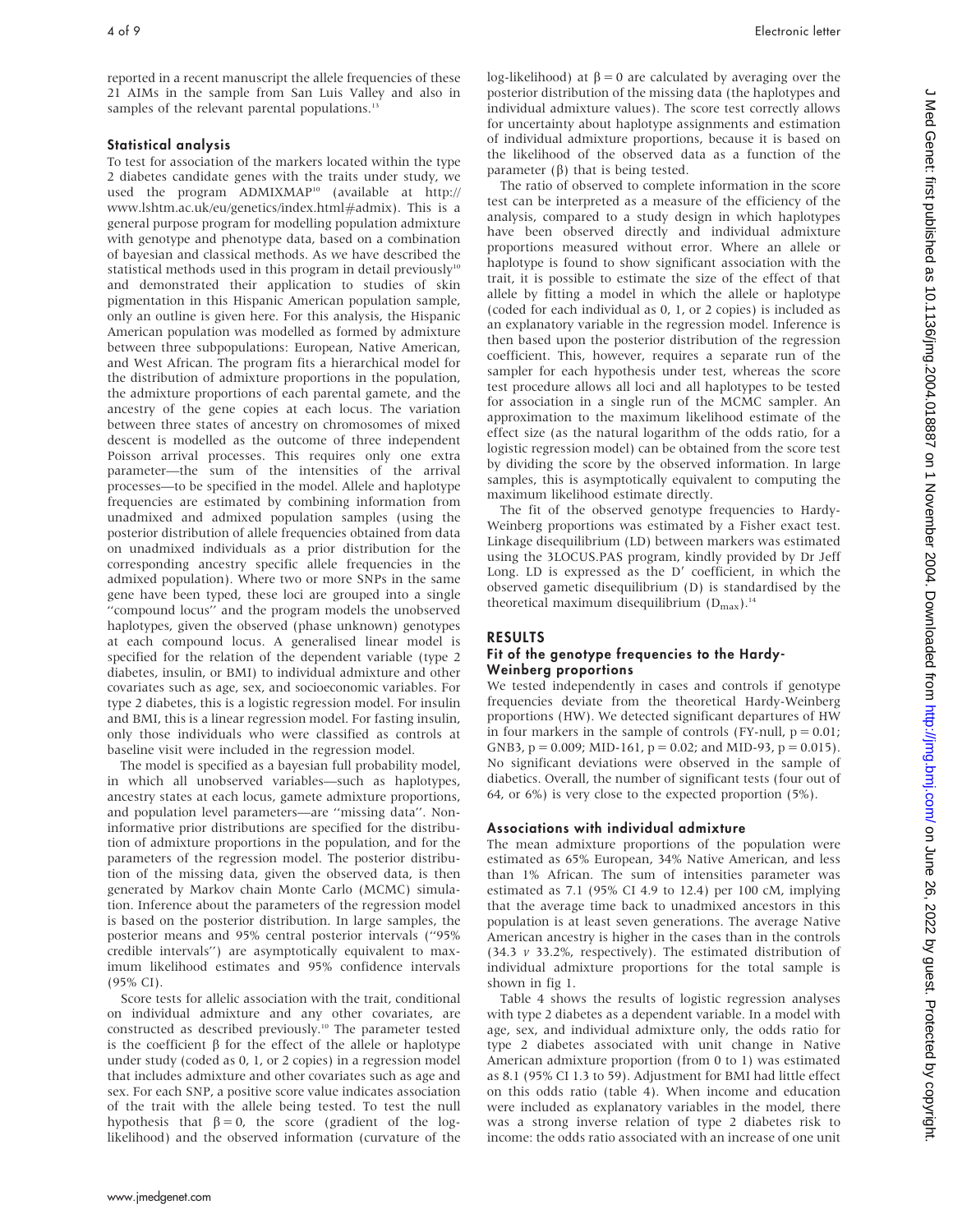reported in a recent manuscript the allele frequencies of these 21 AIMs in the sample from San Luis Valley and also in samples of the relevant parental populations.[13]

### Statistical analysis

To test for association of the markers located within the type 2 diabetes candidate genes with the traits under study, we used the program ADMIXMAP[10] (available at http://www.lshtm.ac.uk/eu/genetics/index.html#admix). This is a general purpose program for modelling population admixture with genotype and phenotype data, based on a combination of bayesian and classical methods. As we have described the statistical methods used in this program in detail previously[10] and demonstrated their application to studies of skin pigmentation in this Hispanic American population sample, only an outline is given here. For this analysis, the Hispanic American population was modelled as formed by admixture between three subpopulations: European, Native American, and West African. The program fits a hierarchical model for the distribution of admixture proportions in the population, the admixture proportions of each parental gamete, and the ancestry of the gene copies at each locus. The variation between three states of ancestry on chromosomes of mixed descent is modelled as the outcome of three independent Poisson arrival processes. This requires only one extra parameter—the sum of the intensities of the arrival processes—to be specified in the model. Allele and haplotype frequencies are estimated by combining information from unadmixed and admixed population samples (using the posterior distribution of allele frequencies obtained from data on unadmixed individuals as a prior distribution for the corresponding ancestry specific allele frequencies in the admixed population). Where two or more SNPs in the same gene have been typed, these loci are grouped into a single "compound locus" and the program models the unobserved haplotypes, given the observed (phase unknown) genotypes at each compound locus. A generalised linear model is specified for the relation of the dependent variable (type 2 diabetes, insulin, or BMI) to individual admixture and other covariates such as age, sex, and socioeconomic variables. For type 2 diabetes, this is a logistic regression model. For insulin and BMI, this is a linear regression model. For fasting insulin, only those individuals who were classified as controls at baseline visit were included in the regression model.

The model is specified as a bayesian full probability model, in which all unobserved variables—such as haplotypes, ancestry states at each locus, gamete admixture proportions, and population level parameters—are "missing data". Non-informative prior distributions are specified for the distribution of admixture proportions in the population, and for the parameters of the regression model. The posterior distribution of the missing data, given the observed data, is then generated by Markov chain Monte Carlo (MCMC) simulation. Inference about the parameters of the regression model is based on the posterior distribution. In large samples, the posterior means and 95% central posterior intervals ("95% credible intervals") are asymptotically equivalent to maximum likelihood estimates and 95% confidence intervals (95% CI).

Score tests for allelic association with the trait, conditional on individual admixture and any other covariates, are constructed as described previously.[10] The parameter tested is the coefficient $\beta$ for the effect of the allele or haplotype under study (coded as 0, 1, or 2 copies) in a regression model that includes admixture and other covariates such as age and sex. For each SNP, a positive score value indicates association of the trait with the allele being tested. To test the null hypothesis that $\beta = 0$, the score (gradient of the log-likelihood) and the observed information (curvature of the log-likelihood) at $\beta = 0$ are calculated by averaging over the posterior distribution of the missing data (the haplotypes and individual admixture values). The score test correctly allows for uncertainty about haplotype assignments and estimation of individual admixture proportions, because it is based on the likelihood of the observed data as a function of the parameter ($\beta$) that is being tested.

The ratio of observed to complete information in the score test can be interpreted as a measure of the efficiency of the analysis, compared to a study design in which haplotypes have been observed directly and individual admixture proportions measured without error. Where an allele or haplotype is found to show significant association with the trait, it is possible to estimate the size of the effect of that allele by fitting a model in which the allele or haplotype (coded for each individual as 0, 1, or 2 copies) is included as an explanatory variable in the regression model. Inference is then based upon the posterior distribution of the regression coefficient. This, however, requires a separate run of the sampler for each hypothesis under test, whereas the score test procedure allows all loci and all haplotypes to be tested for association in a single run of the MCMC sampler. An approximation to the maximum likelihood estimate of the effect size (as the natural logarithm of the odds ratio, for a logistic regression model) can be obtained from the score test by dividing the score by the observed information. In large samples, this is asymptotically equivalent to computing the maximum likelihood estimate directly.

The fit of the observed genotype frequencies to Hardy-Weinberg proportions was estimated by a Fisher exact test. Linkage disequilibrium (LD) between markers was estimated using the 3LOCUS.PAS program, kindly provided by Dr Jeff Long. LD is expressed as the D′ coefficient, in which the observed gametic disequilibrium (D) is standardised by the theoretical maximum disequilibrium ($D_{max}$).[14]

## RESULTS

### Fit of the genotype frequencies to the Hardy-Weinberg proportions

We tested independently in cases and controls if genotype frequencies deviate from the theoretical Hardy-Weinberg proportions (HW). We detected significant departures of HW in four markers in the sample of controls (FY-null, $p = 0.01$; GNB3, $p = 0.009$; MID-161, $p = 0.02$; and MID-93, $p = 0.015$). No significant deviations were observed in the sample of diabetics. Overall, the number of significant tests (four out of 64, or 6%) is very close to the expected proportion (5%).

### Associations with individual admixture

The mean admixture proportions of the population were estimated as 65% European, 34% Native American, and less than 1% African. The sum of intensities parameter was estimated as 7.1 (95% CI 4.9 to 12.4) per 100 cM, implying that the average time back to unadmixed ancestors in this population is at least seven generations. The average Native American ancestry is higher in the cases than in the controls (34.3 *v* 33.2%, respectively). The estimated distribution of individual admixture proportions for the total sample is shown in fig 1.

Table 4 shows the results of logistic regression analyses with type 2 diabetes as a dependent variable. In a model with age, sex, and individual admixture only, the odds ratio for type 2 diabetes associated with unit change in Native American admixture proportion (from 0 to 1) was estimated as 8.1 (95% CI 1.3 to 59). Adjustment for BMI had little effect on this odds ratio (table 4). When income and education were included as explanatory variables in the model, there was a strong inverse relation of type 2 diabetes risk to income: the odds ratio associated with an increase of one unit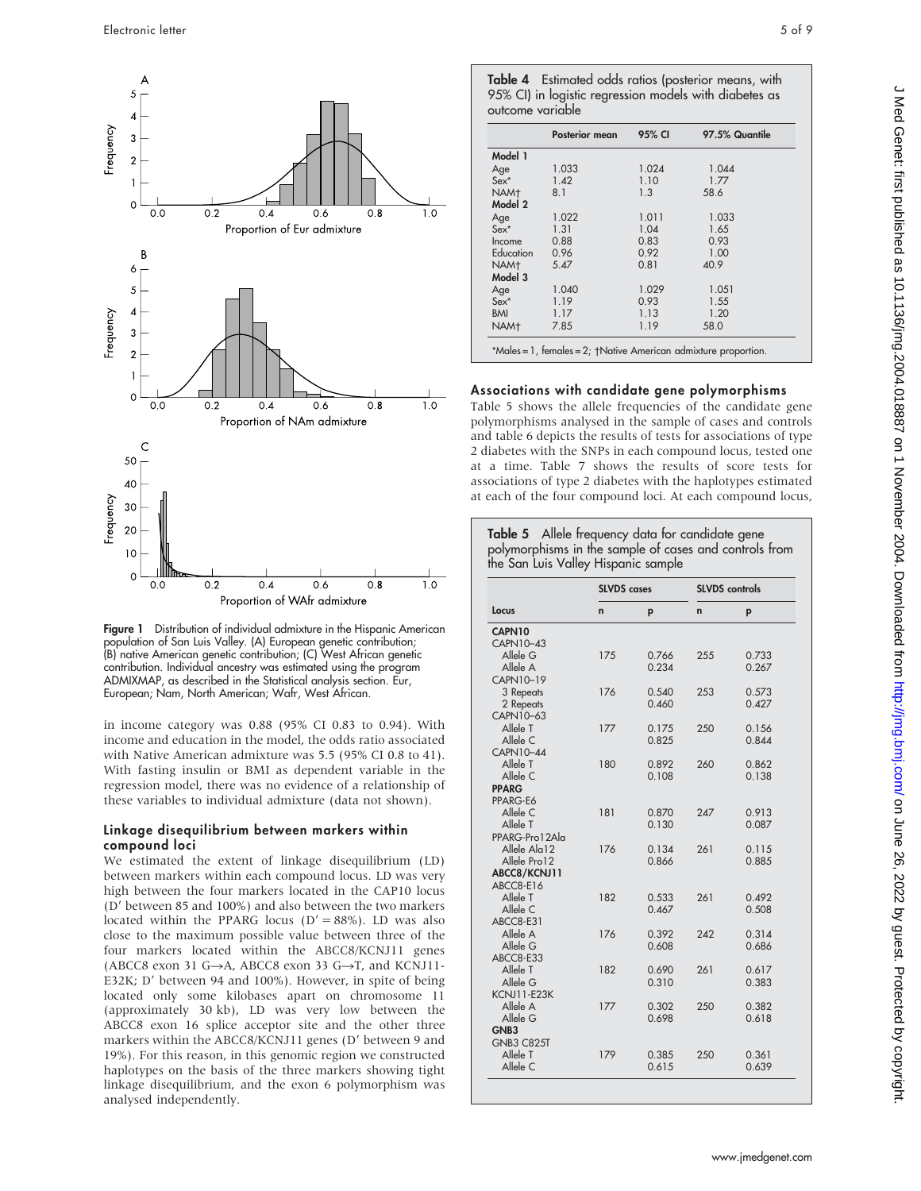Figure 1 Distribution of individual admixture in the Hispanic American population of San Luis Valley. (A) European genetic contribution; (B) native American genetic contribution; (C) West African genetic contribution. Individual ancestry was estimated using the program ADMIXMAP, as described in the Statistical analysis section. Eur, European; Nam, North American; Wafr, West African.

in income category was 0.88 (95% CI 0.83 to 0.94). With income and education in the model, the odds ratio associated with Native American admixture was 5.5 (95% CI 0.8 to 41). With fasting insulin or BMI as dependent variable in the regression model, there was no evidence of a relationship of these variables to individual admixture (data not shown).

### Linkage disequilibrium between markers within compound loci

We estimated the extent of linkage disequilibrium (LD) between markers within each compound locus. LD was very high between the four markers located in the CAP10 locus (D′ between 85 and 100%) and also between the two markers located within the PPARG locus (D′ = 88%). LD was also close to the maximum possible value between three of the four markers located within the ABCC8/KCNJ11 genes (ABCC8 exon 31 G→A, ABCC8 exon 33 G→T, and KCNJ11-E32K; D′ between 94 and 100%). However, in spite of being located only some kilobases apart on chromosome 11 (approximately 30 kb), LD was very low between the ABCC8 exon 16 splice acceptor site and the other three markers within the ABCC8/KCNJ11 genes (D′ between 9 and 19%). For this reason, in this genomic region we constructed haplotypes on the basis of the three markers showing tight linkage disequilibrium, and the exon 6 polymorphism was analysed independently.

**Table 4** Estimated odds ratios (posterior means, with 95% CI) in logistic regression models with diabetes as outcome variable

| | Posterior mean | 95% CI | 97.5% Quantile |
|---|---|---|---|
| **Model 1** | | | |
| Age | 1.033 | 1.024 | 1.044 |
| Sex* | 1.42 | 1.10 | 1.77 |
| NAM† | 8.1 | 1.3 | 58.6 |
| **Model 2** | | | |
| Age | 1.022 | 1.011 | 1.033 |
| Sex* | 1.31 | 1.04 | 1.65 |
| Income | 0.88 | 0.83 | 0.93 |
| Education | 0.96 | 0.92 | 1.00 |
| NAM† | 5.47 | 0.81 | 40.9 |
| **Model 3** | | | |
| Age | 1.040 | 1.029 | 1.051 |
| Sex* | 1.19 | 0.93 | 1.55 |
| BMI | 1.17 | 1.13 | 1.20 |
| NAM† | 7.85 | 1.19 | 58.0 |

*Males = 1, females = 2; †Native American admixture proportion.

### Associations with candidate gene polymorphisms

Table 5 shows the allele frequencies of the candidate gene polymorphisms analysed in the sample of cases and controls and table 6 depicts the results of tests for associations of type 2 diabetes with the SNPs in each compound locus, tested one at a time. Table 7 shows the results of score tests for associations of type 2 diabetes with the haplotypes estimated at each of the four compound loci. At each compound locus,

**Table 5** Allele frequency data for candidate gene polymorphisms in the sample of cases and controls from the San Luis Valley Hispanic sample

| | SLVDS cases | | SLVDS controls | |
|---|---|---|---|---|
| Locus | n | p | n | p |
| **CAPN10** | | | | |
| CAPN10–43 | | | | |
| Allele G | 175 | 0.766 | 255 | 0.733 |
| Allele A | | 0.234 | | 0.267 |
| CAPN10–19 | | | | |
| 3 Repeats | 176 | 0.540 | 253 | 0.573 |
| 2 Repeats | | 0.460 | | 0.427 |
| CAPN10–63 | | | | |
| Allele T | 177 | 0.175 | 250 | 0.156 |
| Allele C | | 0.825 | | 0.844 |
| CAPN10–44 | | | | |
| Allele T | 180 | 0.892 | 260 | 0.862 |
| Allele C | | 0.108 | | 0.138 |
| **PPARG** | | | | |
| PPARG-E6 | | | | |
| Allele C | 181 | 0.870 | 247 | 0.913 |
| Allele T | | 0.130 | | 0.087 |
| PPARG-Pro12Ala | | | | |
| Allele Ala12 | 176 | 0.134 | 261 | 0.115 |
| Allele Pro12 | | 0.866 | | 0.885 |
| **ABCC8/KCNJ11** | | | | |
| ABCC8-E16 | | | | |
| Allele T | 182 | 0.533 | 261 | 0.492 |
| Allele C | | 0.467 | | 0.508 |
| ABCC8-E31 | | | | |
| Allele A | 176 | 0.392 | 242 | 0.314 |
| Allele G | | 0.608 | | 0.686 |
| ABCC8-E33 | | | | |
| Allele T | 182 | 0.690 | 261 | 0.617 |
| Allele G | | 0.310 | | 0.383 |
| KCNJ11-E23K | | | | |
| Allele A | 177 | 0.302 | 250 | 0.382 |
| Allele G | | 0.698 | | 0.618 |
| **GNB3** | | | | |
| GNB3 C825T | | | | |
| Allele T | 179 | 0.385 | 250 | 0.361 |
| Allele C | | 0.615 | | 0.639 |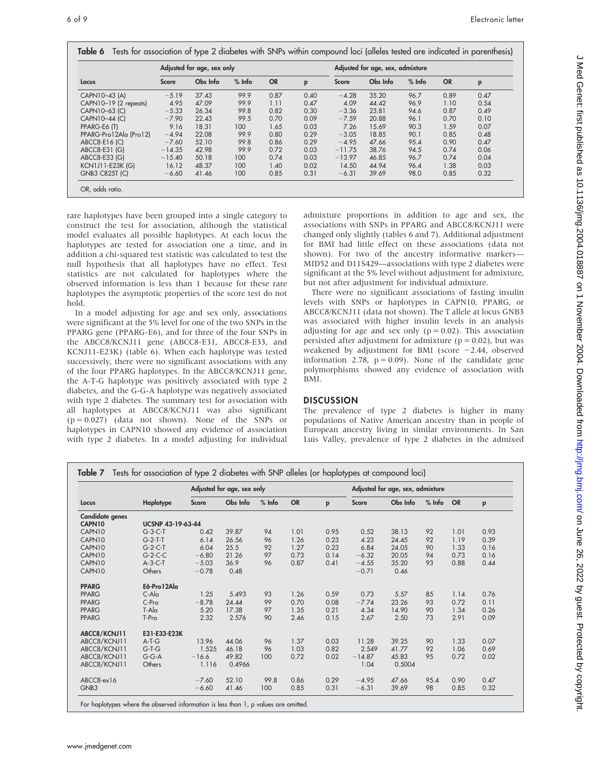**Table 6** Tests for association of type 2 diabetes with SNPs within compound loci (alleles tested are indicated in parenthesis)

| Locus | Adjusted for age, sex only | | | | | Adjusted for age, sex, admixture | | | | |
|---|---|---|---|---|---|---|---|---|---|---|
| | Score | Obs Info | % Info | OR | p | Score | Obs Info | % Info | OR | p |
| CAPN10–43 (A) | −5.19 | 37.43 | 99.9 | 0.87 | 0.40 | −4.28 | 35.20 | 96.7 | 0.89 | 0.47 |
| CAPN10–19 (2 repeats) | 4.95 | 47.09 | 99.9 | 1.11 | 0.47 | 4.09 | 44.42 | 96.9 | 1.10 | 0.54 |
| CAPN10–63 (C) | −5.33 | 26.34 | 99.8 | 0.82 | 0.30 | −3.36 | 23.81 | 94.6 | 0.87 | 0.49 |
| CAPN10–44 (C) | −7.90 | 22.43 | 99.5 | 0.70 | 0.09 | −7.59 | 20.88 | 96.1 | 0.70 | 0.10 |
| PPARG-E6 (T) | 9.16 | 18.31 | 100 | 1.65 | 0.03 | 7.26 | 15.69 | 90.3 | 1.59 | 0.07 |
| PPARG-Pro12Ala (Pro12) | −4.94 | 22.08 | 99.9 | 0.80 | 0.29 | −3.05 | 18.85 | 90.1 | 0.85 | 0.48 |
| ABCC8-E16 (C) | −7.60 | 52.10 | 99.8 | 0.86 | 0.29 | −4.95 | 47.66 | 95.4 | 0.90 | 0.47 |
| ABCC8-E31 (G) | −14.35 | 42.98 | 99.9 | 0.72 | 0.03 | −11.75 | 38.76 | 94.5 | 0.74 | 0.06 |
| ABCC8-E33 (G) | −15.40 | 50.18 | 100 | 0.74 | 0.03 | −13.97 | 46.85 | 96.7 | 0.74 | 0.04 |
| KCN1J11-E23K (G) | 16.12 | 48.37 | 100 | 1.40 | 0.02 | 14.50 | 44.94 | 96.4 | 1.38 | 0.03 |
| GNB3 C825T (C) | −6.60 | 41.46 | 100 | 0.85 | 0.31 | −6.31 | 39.69 | 98.0 | 0.85 | 0.32 |

OR, odds ratio.

rare haplotypes have been grouped into a single category to construct the test for association, although the statistical model evaluates all possible haplotypes. At each locus the haplotypes are tested for association one a time, and in addition a chi-squared test statistic was calculated to test the null hypothesis that all haplotypes have no effect. Test statistics are not calculated for haplotypes where the observed information is less than 1 because for these rare haplotypes the asymptotic properties of the score test do not hold.

In a model adjusting for age and sex only, associations were significant at the 5% level for one of the two SNPs in the PPARG gene (PPARG-E6), and for three of the four SNPs in the ABCC8/KCNJ11 gene (ABCC8-E31, ABCC8-E33, and KCNJ11-E23K) (table 6). When each haplotype was tested successively, there were no significant associations with any of the four PPARG haplotypes. In the ABCC8/KCNJ11 gene, the A-T-G haplotype was positively associated with type 2 diabetes, and the G-G-A haplotype was negatively associated with type 2 diabetes. The summary test for association with all haplotypes at ABCC8/KCNJ11 was also significant ($p = 0.027$) (data not shown). None of the SNPs or haplotypes in CAPN10 showed any evidence of association with type 2 diabetes. In a model adjusting for individual admixture proportions in addition to age and sex, the associations with SNPs in PPARG and ABCC8/KCNJ11 were changed only slightly (tables 6 and 7). Additional adjustment for BMI had little effect on these associations (data not shown). For two of the ancestry informative markers—MID52 and D11S429—associations with type 2 diabetes were significant at the 5% level without adjustment for admixture, but not after adjustment for individual admixture.

There were no significant associations of fasting insulin levels with SNPs or haplotypes in CAPN10, PPARG, or ABCC8/KCNJ11 (data not shown). The T allele at locus GNB3 was associated with higher insulin levels in an analysis adjusting for age and sex only ($p = 0.02$). This association persisted after adjustment for admixture ($p = 0.02$), but was weakened by adjustment for BMI (score −2.44, observed information 2.78, $p = 0.09$). None of the candidate gene polymorphisms showed any evidence of association with BMI.

## DISCUSSION

The prevalence of type 2 diabetes is higher in many populations of Native American ancestry than in people of European ancestry living in similar environments. In San Luis Valley, prevalence of type 2 diabetes in the admixed

**Table 7** Tests for association of type 2 diabetes with SNP alleles (or haplotypes at compound loci)

| Locus | Haplotype | Adjusted for age, sex only | | | | | Adjusted for age, sex, admixture | | | | |
|---|---|---|---|---|---|---|---|---|---|---|---|
| | | Score | Obs Info | % Info | OR | p | Score | Obs Info | % Info | OR | p |
| **Candidate genes** | | | | | | | | | | | |
| **CAPN10** | UCSNP 43-19-63-44 | | | | | | | | | | |
| CAPN10 | G-3-C-T | 0.42 | 39.87 | 94 | 1.01 | 0.95 | 0.52 | 38.13 | 92 | 1.01 | 0.93 |
| CAPN10 | G-2-T-T | 6.14 | 26.56 | 96 | 1.26 | 0.23 | 4.23 | 24.45 | 92 | 1.19 | 0.39 |
| CAPN10 | G-2-C-T | 6.04 | 25.5 | 92 | 1.27 | 0.23 | 6.84 | 24.05 | 90 | 1.33 | 0.16 |
| CAPN10 | G-2-C-C | −6.80 | 21.26 | 97 | 0.73 | 0.14 | −6.32 | 20.05 | 94 | 0.73 | 0.16 |
| CAPN10 | A-3-C-T | −5.03 | 36.9 | 96 | 0.87 | 0.41 | −4.55 | 35.20 | 93 | 0.88 | 0.44 |
| CAPN10 | Others | −0.78 | 0.48 | | | | −0.71 | 0.46 | | | |
| **PPARG** | E6-Pro12Ala | | | | | | | | | | |
| PPARG | C-Ala | 1.25 | 5.493 | 93 | 1.26 | 0.59 | 0.73 | 5.57 | 85 | 1.14 | 0.76 |
| PPARG | C-Pro | −8.78 | 24.44 | 99 | 0.70 | 0.08 | −7.74 | 23.26 | 93 | 0.72 | 0.11 |
| PPARG | T-Ala | 5.20 | 17.38 | 97 | 1.35 | 0.21 | 4.34 | 14.90 | 90 | 1.34 | 0.26 |
| PPARG | T-Pro | 2.32 | 2.576 | 90 | 2.46 | 0.15 | 2.67 | 2.50 | 73 | 2.91 | 0.09 |
| **ABCC8/KCNJ11** | E31-E33-E23K | | | | | | | | | | |
| ABCC8/KCNJ11 | A-T-G | 13.96 | 44.06 | 96 | 1.37 | 0.03 | 11.28 | 39.25 | 90 | 1.33 | 0.07 |
| ABCC8/KCNJ11 | G-T-G | 1.525 | 46.18 | 96 | 1.03 | 0.82 | 2.549 | 41.77 | 92 | 1.06 | 0.69 |
| ABCC8/KCNJ11 | G-G-A | −16.6 | 49.82 | 100 | 0.72 | 0.02 | −14.87 | 45.83 | 95 | 0.72 | 0.02 |
| ABCC8/KCNJ11 | Others | 1.116 | 0.4966 | | | | 1.04 | 0.5004 | | | |
| ABCC8-ex16 | | −7.60 | 52.10 | 99.8 | 0.86 | 0.29 | −4.95 | 47.66 | 95.4 | 0.90 | 0.47 |
| GNB3 | | −6.60 | 41.46 | 100 | 0.85 | 0.31 | −6.31 | 39.69 | 98 | 0.85 | 0.32 |

For haplotypes where the observed information is less than 1, p values are omitted.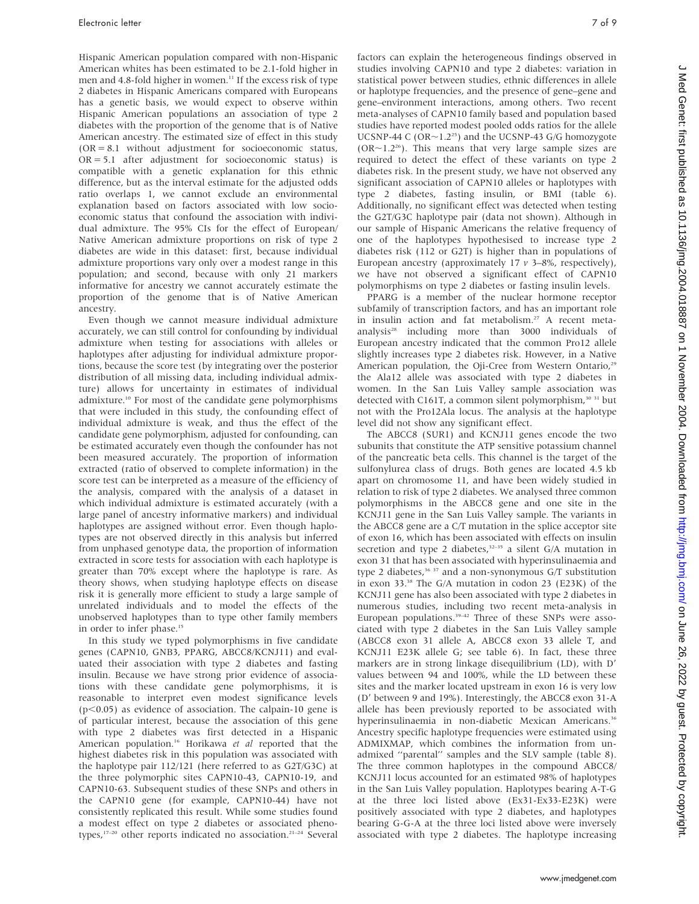Hispanic American population compared with non-Hispanic American whites has been estimated to be 2.1-fold higher in men and 4.8-fold higher in women.[11] If the excess risk of type 2 diabetes in Hispanic Americans compared with Europeans has a genetic basis, we would expect to observe within Hispanic American populations an association of type 2 diabetes with the proportion of the genome that is of Native American ancestry. The estimated size of effect in this study (OR = 8.1 without adjustment for socioeconomic status, OR = 5.1 after adjustment for socioeconomic status) is compatible with a genetic explanation for this ethnic difference, but as the interval estimate for the adjusted odds ratio overlaps 1, we cannot exclude an environmental explanation based on factors associated with low socioeconomic status that confound the association with individual admixture. The 95% CIs for the effect of European/Native American admixture proportions on risk of type 2 diabetes are wide in this dataset: first, because individual admixture proportions vary only over a modest range in this population; and second, because with only 21 markers informative for ancestry we cannot accurately estimate the proportion of the genome that is of Native American ancestry.

Even though we cannot measure individual admixture accurately, we can still control for confounding by individual admixture when testing for associations with alleles or haplotypes after adjusting for individual admixture proportions, because the score test (by integrating over the posterior distribution of all missing data, including individual admixture) allows for uncertainty in estimates of individual admixture.[10] For most of the candidate gene polymorphisms that were included in this study, the confounding effect of individual admixture is weak, and thus the effect of the candidate gene polymorphism, adjusted for confounding, can be estimated accurately even though the confounder has not been measured accurately. The proportion of information extracted (ratio of observed to complete information) in the score test can be interpreted as a measure of the efficiency of the analysis, compared with the analysis of a dataset in which individual admixture is estimated accurately (with a large panel of ancestry informative markers) and individual haplotypes are assigned without error. Even though haplotypes are not observed directly in this analysis but inferred from unphased genotype data, the proportion of information extracted in score tests for association with each haplotype is greater than 70% except where the haplotype is rare. As theory shows, when studying haplotype effects on disease risk it is generally more efficient to study a large sample of unrelated individuals and to model the effects of the unobserved haplotypes than to type other family members in order to infer phase.[15]

In this study we typed polymorphisms in five candidate genes (CAPN10, GNB3, PPARG, ABCC8/KCNJ11) and evaluated their association with type 2 diabetes and fasting insulin. Because we have strong prior evidence of associations with these candidate gene polymorphisms, it is reasonable to interpret even modest significance levels ($p<0.05$) as evidence of association. The calpain-10 gene is of particular interest, because the association of this gene with type 2 diabetes was first detected in a Hispanic American population.[16] Horikawa *et al* reported that the highest diabetes risk in this population was associated with the haplotype pair 112/121 (here referred to as G2T/G3C) at the three polymorphic sites CAPN10-43, CAPN10-19, and CAPN10-63. Subsequent studies of these SNPs and others in the CAPN10 gene (for example, CAPN10-44) have not consistently replicated this result. While some studies found a modest effect on type 2 diabetes or associated phenotypes,[17–20] other reports indicated no association.[21–24] Several factors can explain the heterogeneous findings observed in studies involving CAPN10 and type 2 diabetes: variation in statistical power between studies, ethnic differences in allele or haplotype frequencies, and the presence of gene–gene and gene–environment interactions, among others. Two recent meta-analyses of CAPN10 family based and population based studies have reported modest pooled odds ratios for the allele UCSNP-44 C (OR~1.2[25]) and the UCSNP-43 G/G homozygote (OR~1.2[26]). This means that very large sample sizes are required to detect the effect of these variants on type 2 diabetes risk. In the present study, we have not observed any significant association of CAPN10 alleles or haplotypes with type 2 diabetes, fasting insulin, or BMI (table 6). Additionally, no significant effect was detected when testing the G2T/G3C haplotype pair (data not shown). Although in our sample of Hispanic Americans the relative frequency of one of the haplotypes hypothesised to increase type 2 diabetes risk (112 or G2T) is higher than in populations of European ancestry (approximately 17 *v* 3–8%, respectively), we have not observed a significant effect of CAPN10 polymorphisms on type 2 diabetes or fasting insulin levels.

PPARG is a member of the nuclear hormone receptor subfamily of transcription factors, and has an important role in insulin action and fat metabolism.[27] A recent meta-analysis[28] including more than 3000 individuals of European ancestry indicated that the common Pro12 allele slightly increases type 2 diabetes risk. However, in a Native American population, the Oji-Cree from Western Ontario,[29] the Ala12 allele was associated with type 2 diabetes in women. In the San Luis Valley sample association was detected with C161T, a common silent polymorphism,[30 31] but not with the Pro12Ala locus. The analysis at the haplotype level did not show any significant effect.

The ABCC8 (SUR1) and KCNJ11 genes encode the two subunits that constitute the ATP sensitive potassium channel of the pancreatic beta cells. This channel is the target of the sulfonylurea class of drugs. Both genes are located 4.5 kb apart on chromosome 11, and have been widely studied in relation to risk of type 2 diabetes. We analysed three common polymorphisms in the ABCC8 gene and one site in the KCNJ11 gene in the San Luis Valley sample. The variants in the ABCC8 gene are a C/T mutation in the splice acceptor site of exon 16, which has been associated with effects on insulin secretion and type 2 diabetes,[32–35] a silent G/A mutation in exon 31 that has been associated with hyperinsulinaemia and type 2 diabetes,[36 37] and a non-synonymous G/T substitution in exon 33.[38] The G/A mutation in codon 23 (E23K) of the KCNJ11 gene has also been associated with type 2 diabetes in numerous studies, including two recent meta-analysis in European populations.[39–42] Three of these SNPs were associated with type 2 diabetes in the San Luis Valley sample (ABCC8 exon 31 allele A, ABCC8 exon 33 allele T, and KCNJ11 E23K allele G; see table 6). In fact, these three markers are in strong linkage disequilibrium (LD), with D′ values between 94 and 100%, while the LD between these sites and the marker located upstream in exon 16 is very low (D′ between 9 and 19%). Interestingly, the ABCC8 exon 31-A allele has been previously reported to be associated with hyperinsulinaemia in non-diabetic Mexican Americans.[36] Ancestry specific haplotype frequencies were estimated using ADMIXMAP, which combines the information from unadmixed "parental" samples and the SLV sample (table 8). The three common haplotypes in the compound ABCC8/KCNJ11 locus accounted for an estimated 98% of haplotypes in the San Luis Valley population. Haplotypes bearing A-T-G at the three loci listed above (Ex31-Ex33-E23K) were positively associated with type 2 diabetes, and haplotypes bearing G-G-A at the three loci listed above were inversely associated with type 2 diabetes. The haplotype increasing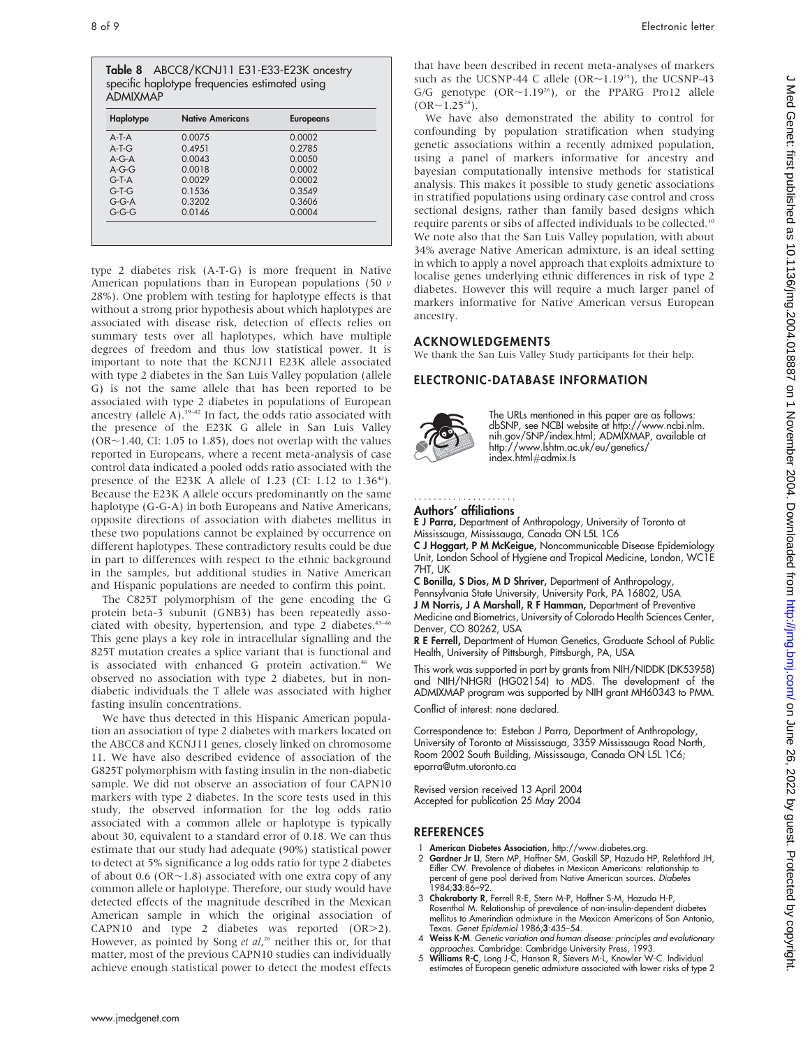**Table 8** ABCC8/KCNJ11 E31-E33-E23K ancestry specific haplotype frequencies estimated using ADMIXMAP

| Haplotype | Native Americans | Europeans |
|---|---|---|
| A-T-A | 0.0075 | 0.0002 |
| A-T-G | 0.4951 | 0.2785 |
| A-G-A | 0.0043 | 0.0050 |
| A-G-G | 0.0018 | 0.0002 |
| G-T-A | 0.0029 | 0.0002 |
| G-T-G | 0.1536 | 0.3549 |
| G-G-A | 0.3202 | 0.3606 |
| G-G-G | 0.0146 | 0.0004 |

type 2 diabetes risk (A-T-G) is more frequent in Native American populations than in European populations (50 *v* 28%). One problem with testing for haplotype effects is that without a strong prior hypothesis about which haplotypes are associated with disease risk, detection of effects relies on summary tests over all haplotypes, which have multiple degrees of freedom and thus low statistical power. It is important to note that the KCNJ11 E23K allele associated with type 2 diabetes in the San Luis Valley population (allele G) is not the same allele that has been reported to be associated with type 2 diabetes in populations of European ancestry (allele A).[39–42] In fact, the odds ratio associated with the presence of the E23K G allele in San Luis Valley (OR~1.40, CI: 1.05 to 1.85), does not overlap with the values reported in Europeans, where a recent meta-analysis of case control data indicated a pooled odds ratio associated with the presence of the E23K A allele of 1.23 (CI: 1.12 to 1.36[40]). Because the E23K A allele occurs predominantly on the same haplotype (G-G-A) in both Europeans and Native Americans, opposite directions of association with diabetes mellitus in these two populations cannot be explained by occurrence on different haplotypes. These contradictory results could be due in part to differences with respect to the ethnic background in the samples, but additional studies in Native American and Hispanic populations are needed to confirm this point.

The C825T polymorphism of the gene encoding the G protein beta-3 subunit (GNB3) has been repeatedly associated with obesity, hypertension, and type 2 diabetes.[43–46] This gene plays a key role in intracellular signalling and the 825T mutation creates a splice variant that is functional and is associated with enhanced G protein activation.[46] We observed no association with type 2 diabetes, but in non-diabetic individuals the T allele was associated with higher fasting insulin concentrations.

We have thus detected in this Hispanic American population an association of type 2 diabetes with markers located on the ABCC8 and KCNJ11 genes, closely linked on chromosome 11. We have also described evidence of association of the G825T polymorphism with fasting insulin in the non-diabetic sample. We did not observe an association of four CAPN10 markers with type 2 diabetes. In the score tests used in this study, the observed information for the log odds ratio associated with a common allele or haplotype is typically about 30, equivalent to a standard error of 0.18. We can thus estimate that our study had adequate (90%) statistical power to detect at 5% significance a log odds ratio for type 2 diabetes of about 0.6 (OR~1.8) associated with one extra copy of any common allele or haplotype. Therefore, our study would have detected effects of the magnitude described in the Mexican American sample in which the original association of CAPN10 and type 2 diabetes was reported (OR>2). However, as pointed by Song *et al*,[26] neither this or, for that matter, most of the previous CAPN10 studies can individually achieve enough statistical power to detect the modest effects that have been described in recent meta-analyses of markers such as the UCSNP-44 C allele (OR~1.19[25]), the UCSNP-43 G/G genotype (OR~1.19[26]), or the PPARG Pro12 allele (OR~1.25[28]).

We have also demonstrated the ability to control for confounding by population stratification when studying genetic associations within a recently admixed population, using a panel of markers informative for ancestry and bayesian computationally intensive methods for statistical analysis. This makes it possible to study genetic associations in stratified populations using ordinary case control and cross sectional designs, rather than family based designs which require parents or sibs of affected individuals to be collected.[10] We note also that the San Luis Valley population, with about 34% average Native American admixture, is an ideal setting in which to apply a novel approach that exploits admixture to localise genes underlying ethnic differences in risk of type 2 diabetes. However this will require a much larger panel of markers informative for Native American versus European ancestry.

## ACKNOWLEDGEMENTS

We thank the San Luis Valley Study participants for their help.

## ELECTRONIC-DATABASE INFORMATION

The URLs mentioned in this paper are as follows: dbSNP, see NCBI website at http://www.ncbi.nlm.nih.gov/SNP/index.html; ADMIXMAP, available at http://www.lshtm.ac.uk/eu/genetics/index.html#admix.ls

### Authors' affiliations

**E J Parra,** Department of Anthropology, University of Toronto at Mississauga, Mississauga, Canada ON L5L 1C6
**C J Hoggart, P M McKeigue,** Noncommunicable Disease Epidemiology Unit, London School of Hygiene and Tropical Medicine, London, WC1E 7HT, UK
**C Bonilla, S Dios, M D Shriver,** Department of Anthropology, Pennsylvania State University, University Park, PA 16802, USA
**J M Norris, J A Marshall, R F Hamman,** Department of Preventive Medicine and Biometrics, University of Colorado Health Sciences Center, Denver, CO 80262, USA
**R E Ferrell,** Department of Human Genetics, Graduate School of Public Health, University of Pittsburgh, Pittsburgh, PA, USA

This work was supported in part by grants from NIH/NIDDK (DK53958) and NIH/NHGRI (HG02154) to MDS. The development of the ADMIXMAP program was supported by NIH grant MH60343 to PMM.

Conflict of interest: none declared.

Correspondence to: Esteban J Parra, Department of Anthropology, University of Toronto at Mississauga, 3359 Mississauga Road North, Room 2002 South Building, Mississauga, Canada ON L5L 1C6; eparra@utm.utoronto.ca

Revised version received 13 April 2004
Accepted for publication 25 May 2004

## REFERENCES

1. **American Diabetes Association**, http://www.diabetes.org.
2. **Gardner Jr LI**, Stern MP, Haffner SM, Gaskill SP, Hazuda HP, Relethford JH, Eifler CW. Prevalence of diabetes in Mexican Americans: relationship to percent of gene pool derived from Native American sources. *Diabetes* 1984;**33**:86–92.
3. **Chakraborty R**, Ferrell R-E, Stern M-P, Haffner S-M, Hazuda H-P, Rosenthal M. Relationship of prevalence of non-insulin-dependent diabetes mellitus to Amerindian admixture in the Mexican Americans of San Antonio, Texas. *Genet Epidemiol* 1986;**3**:435–54.
4. **Weiss K-M**. *Genetic variation and human disease: principles and evolutionary approaches.* Cambridge: Cambridge University Press, 1993.
5. **Williams R-C**, Long J-C, Hanson R, Sievers M-L, Knowler W-C. Individual estimates of European genetic admixture associated with lower risks of type 2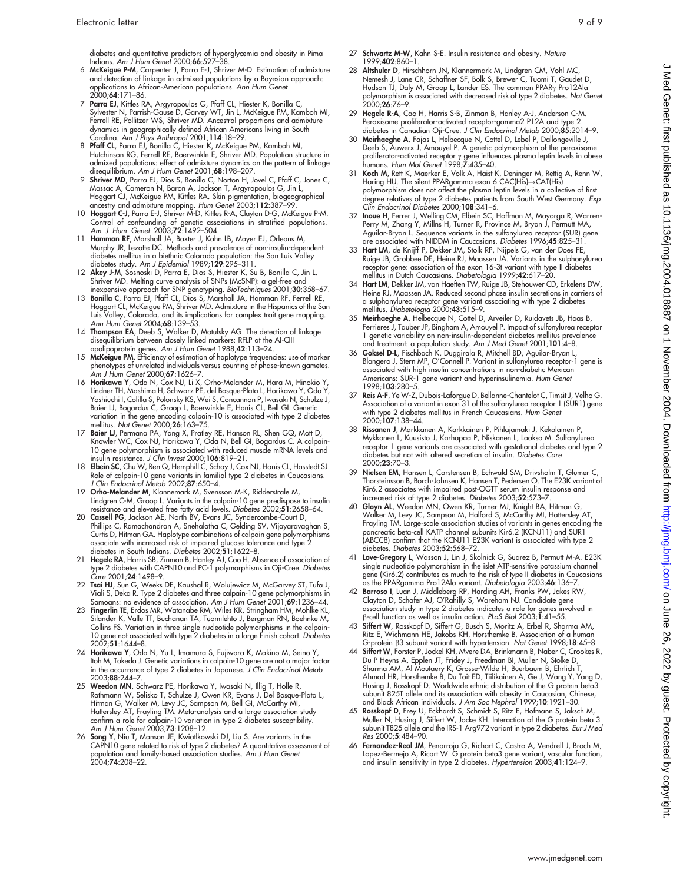diabetes and quantitative predictors of hyperglycemia and obesity in Pima Indians. *Am J Hum Genet* 2000;**66**:527–38.

6 **McKeigue P-M**, Carpenter J, Parra E-J, Shriver M-D. Estimation of admixture and detection of linkage in admixed populations by a Bayesian approach: applications to African-American populations. *Ann Hum Genet* 2000;**64**:171–86.

7 **Parra EJ**, Kittles RA, Argyropoulos G, Pfaff CL, Hiester K, Bonilla C, Sylvester N, Parrish-Gause D, Garvey WT, Jin L, McKeigue PM, Kamboh MI, Ferrell RE, Pollitzer WS, Shriver MD. Ancestral proportions and admixture dynamics in geographically defined African Americans living in South Carolina. *Am J Phys Anthropol* 2001;**114**:18–29.

8 **Pfaff CL**, Parra EJ, Bonilla C, Hiester K, McKeigue PM, Kamboh MI, Hutchinson RG, Ferrell RE, Boerwinkle E, Shriver MD. Population structure in admixed populations: effect of admixture dynamics on the pattern of linkage disequilibrium. *Am J Hum Genet* 2001;**68**:198–207.

9 **Shriver MD**, Parra EJ, Dios S, Bonilla C, Norton H, Jovel C, Pfaff C, Jones C, Massac A, Cameron N, Baron A, Jackson T, Argyropoulos G, Jin L, Hoggart CJ, McKeigue PM, Kittles RA. Skin pigmentation, biogeographical ancestry and admixture mapping. *Hum Genet* 2003;**112**:387–99.

10 **Hoggart C-J**, Parra E-J, Shriver M-D, Kittles R-A, Clayton D-G, McKeigue P-M. Control of confounding of genetic associations in stratified populations. *Am J Hum Genet* 2003;**72**:1492–504.

11 **Hamman RF**, Marshall JA, Baxter J, Kahn LB, Mayer EJ, Orleans M, Murphy JR, Lezotte DC. Methods and prevalence of non-insulin-dependent diabetes mellitus in a biethnic Colorado population: the San Luis Valley diabetes study. *Am J Epidemiol* 1989;**129**:295–311.

12 **Akey J-M**, Sosnoski D, Parra E, Dios S, Hiester K, Su B, Bonilla C, Jin L, Shriver MD. Melting curve analysis of SNPs (McSNP): a gel-free and inexpensive approach for SNP genotyping. *BioTechniques* 2001;**30**:358–67.

13 **Bonilla C**, Parra EJ, Pfaff CL, Dios S, Marshall JA, Hamman RF, Ferrell RE, Hoggart CL, McKeigue PM, Shriver MD. Admixture in the Hispanics of the San Luis Valley, Colorado, and its implications for complex trait gene mapping. *Ann Hum Genet* 2004;**68**:139–53.

14 **Thompson EA**, Deeb S, Walker D, Motulsky AG. The detection of linkage disequilibrium between closely linked markers: RFLP at the AI-CIII apolipoprotein genes. *Am J Hum Genet* 1988;**42**:113–24.

15 **McKeigue PM**. Efficiency of estimation of haplotype frequencies: use of marker phenotypes of unrelated individuals versus counting of phase-known gametes. *Am J Hum Genet* 2000;**67**:1626–7.

16 **Horikawa Y**, Oda N, Cox NJ, Li X, Orho-Melander M, Hara M, Hinokio Y, Lindner TH, Mashima H, Schwarz PE, del Bosque-Plata L, Horikawa Y, Oda Y, Yoshiuchi I, Colilla S, Polonsky KS, Wei S, Concannon P, Iwasaki N, Schulze J, Baier LJ, Bogardus C, Groop L, Boerwinkle E, Hanis CL, Bell GI. Genetic variation in the gene encoding calpain-10 is associated with type 2 diabetes mellitus. *Nat Genet* 2000;**26**:163–75.

17 **Baier LJ**, Permana PA, Yang X, Pratley RE, Hanson RL, Shen GQ, Mott D, Knowler WC, Cox NJ, Horikawa Y, Oda N, Bell GI, Bogardus C. A calpain-10 gene polymorphism is associated with reduced muscle mRNA levels and insulin resistance. *J Clin Invest* 2000;**106**:819–21.

18 **Elbein SC**, Chu W, Ren Q, Hemphill C, Schay J, Cox NJ, Hanis CL, Hasstedt SJ. Role of calpain-10 gene variants in familial type 2 diabetes in Caucasians. *J Clin Endocrinol Metab* 2002;**87**:650–4.

19 **Orho-Melander M**, Klannemark M, Svensson M-K, Ridderstrale M, Lindgren C-M, Groop L. Variants in the calpain-10 gene predispose to insulin resistance and elevated free fatty acid levels. *Diabetes* 2002;**51**:2658–64.

20 **Cassell PG**, Jackson AE, North BV, Evans JC, Syndercombe-Court D, Phillips C, Ramachandran A, Snehalatha C, Gelding SV, Vijayaravaghan S, Curtis D, Hitman GA. Haplotype combinations of calpain gene polymorphisms associate with increased risk of impaired glucose tolerance and type 2 diabetes in South Indians. *Diabetes* 2002;**51**:1622–8.

21 **Hegele RA**, Harris SB, Zinman B, Hanley AJ, Cao H. Absence of association of type 2 diabetes with CAPN10 and PC-1 polymorphisms in Oji-Cree. *Diabetes Care* 2001;**24**:1498–9.

22 **Tsai HJ**, Sun G, Weeks DE, Kaushal R, Wolujewicz M, McGarvey ST, Tufa J, Viali S, Deka R. Type 2 diabetes and three calpain-10 gene polymorphisms in Samoans: no evidence of association. *Am J Hum Genet* 2001;**69**:1236–44.

23 **Fingerlin TE**, Erdos MR, Watanabe RM, Wiles KR, Stringham HM, Mohlke KL, Silander K, Valle TT, Buchanan TA, Tuomilehto J, Bergman RN, Boehnke M, Collins FS. Variation in three single nucleotide polymorphisms in the calpain-10 gene not associated with type 2 diabetes in a large Finish cohort. *Diabetes* 2002;**51**:1644–8.

24 **Horikawa Y**, Oda N, Yu L, Imamura S, Fujiwara K, Makino M, Seino Y, Itoh M, Takeda J. Genetic variations in calpain-10 gene are not a major factor in the occurrence of type 2 diabetes in Japanese. *J Clin Endocrinol Metab* 2003;**88**:244–7.

25 **Weedon MN**, Schwarz PE, Horikawa Y, Iwasaki N, Illig T, Holle R, Rathmann W, Selisko T, Schulze J, Owen KR, Evans J, Del Bosque-Plata L, Hitman G, Walker M, Levy JC, Sampson M, Bell GI, McCarthy MI, Hattersley AT, Frayling TM. Meta-analysis and a large association study confirm a role for calpain-10 variation in type 2 diabetes susceptibility. *Am J Hum Genet* 2003;**73**:1208–12.

26 **Song Y**, Niu T, Manson JE, Kwiatkowski DJ, Liu S. Are variants in the CAPN10 gene related to risk of type 2 diabetes? A quantitative assessment of population and family-based association studies. *Am J Hum Genet* 2004;**74**:208–22.

27 **Schwartz M-W**, Kahn S-E. Insulin resistance and obesity. *Nature* 1999;**402**:860–1.

28 **Altshuler D**, Hirschhorn JN, Klannemark M, Lindgren CM, Vohl MC, Nemesh J, Lane CR, Schaffner SF, Bolk S, Brewer C, Tuomi T, Gaudet D, Hudson TJ, Daly M, Groop L, Lander ES. The common PPARγ Pro12Ala polymorphism is associated with decreased risk of type 2 diabetes. *Nat Genet* 2000;**26**:76–9.

29 **Hegele R-A**, Cao H, Harris S-B, Zinman B, Hanley A-J, Anderson C-M. Peroxisome proliferator-activated receptor-gamma2 P12A and type 2 diabetes in Canadian Oji-Cree. *J Clin Endocrinol Metab* 2000;**85**:2014–9.

30 **Meirhaeghe A**, Fajas L, Helbecque N, Cottel D, Lebel P, Dallongeville J, Deeb S, Auwerx J, Amouyel P. A genetic polymorphism of the peroxisome proliferator-activated receptor γ gene influences plasma leptin levels in obese humans. *Hum Mol Genet* 1998;**7**:435–40.

31 **Koch M**, Rett K, Maerker E, Volk A, Haist K, Deninger M, Rettig A, Renn W, Haring HU. The silent PPARgamma exon 6 CAC(His)→CAT(His) polymorphism does not affect the plasma leptin levels in a collective of first degree relatives of type 2 diabetes patients from South West Germany. *Exp Clin Endocrinol Diabetes* 2000;**108**:341–6.

32 **Inoue H**, Ferrer J, Welling CM, Elbein SC, Hoffman M, Mayorga R, Warren-Perry M, Zhang Y, Millns H, Turner R, Province M, Bryan J, Permutt MA, Aguilar-Bryan L. Sequence variants in the sulfonylurea receptor (SUR) gene are associated with NIDDM in Caucasians. *Diabetes* 1996;**45**:825–31.

33 **Hart LM**, de Knijff P, Dekker JM, Stolk RP, Nijpels G, van der Does FE, Ruige JB, Grobbee DE, Heine RJ, Maassen JA. Variants in the sulphonylurea receptor gene: association of the exon 16-3t variant with type II diabetes mellitus in Dutch Caucasians. *Diabetologia* 1999;**42**:617–20.

34 **Hart LM**, Dekker JM, van Haeften TW, Ruige JB, Stehouwer CD, Erkelens DW, Heine RJ, Maassen JA. Reduced second phase insulin secretions in carriers of a sulphonylurea receptor gene variant associating with type 2 diabetes mellitus. *Diabetologia* 2000;**43**:515–9.

35 **Meirhaeghe A**, Helbecque N, Cottel D, Arveiler D, Ruidavets JB, Haas B, Ferrieres J, Tauber JP, Bingham A, Amouyel P. Impact of sulfonylurea receptor 1 genetic variability on non-insulin-dependent diabetes mellitus prevalence and treatment: a population study. *Am J Med Genet* 2001;**101**:4–8.

36 **Goksel D-L**, Fischbach K, Duggirala R, Mitchell BD, Aguilar-Bryan L, Blangero J, Stern MP, O'Connell P. Variant in sulfonylurea receptor-1 gene is associated with high insulin concentrations in non-diabetic Mexican Americans: SUR-1 gene variant and hyperinsulinemia. *Hum Genet* 1998;**103**:280–5.

37 **Reis A-F**, Ye W-Z, Dubois-Laforgue D, Bellanne-Chantelot C, Timsit J, Velho G. Association of a variant in exon 31 of the sulfonylurea receptor 1 (SUR1) gene with type 2 diabetes mellitus in French Caucasians. *Hum Genet* 2000;**107**:138–44.

38 **Rissanen J**, Markkanen A, Karkkainen P, Pihlajamaki J, Kekalainen P, Mykkanen L, Kuusisto J, Karhapaa P, Niskanen L, Laakso M. Sulfonylurea receptor 1 gene variants are associated with gestational diabetes and type 2 diabetes but not with altered secretion of insulin. *Diabetes Care* 2000;**23**:70–3.

39 **Nielsen EM**, Hansen L, Carstensen B, Echwald SM, Drivsholm T, Glumer C, Thorsteinsson B, Borch-Johnsen K, Hansen T, Pedersen O. The E23K variant of Kir6.2 associates with impaired post-OGTT serum insulin response and increased risk of type 2 diabetes. *Diabetes* 2003;**52**:573–7.

40 **Gloyn AL**, Weedon MN, Owen KR, Turner MJ, Knight BA, Hitman G, Walker M, Levy JC, Sampson M, Halford S, McCarthy MI, Hattersley AT, Frayling TM. Large-scale association studies of variants in genes encoding the pancreatic beta-cell KATP channel subunits Kir6.2 (KCNJ11) and SUR1 (ABCC8) confirm that the KCNJ11 E23K variant is associated with type 2 diabetes. *Diabetes* 2003;**52**:568–72.

41 **Love-Gregory L**, Wasson J, Lin J, Skolnick G, Suarez B, Permutt M-A. E23K single nucleotide polymorphism in the islet ATP-sensitive potassium channel gene (Kir6.2) contributes as much to the risk of type II diabetes in Caucasians as the PPARgamma Pro12Ala variant. *Diabetologia* 2003;**46**:136–7.

42 **Barroso I**, Luan J, Middleberg RP, Harding AH, Franks PW, Jakes RW, Clayton D, Schafer AJ, O'Rahilly S, Wareham NJ. Candidate gene association study in type 2 diabetes indicates a role for genes involved in β-cell function as well as insulin action. *PLoS Biol* 2003;**1**:41–55.

43 **Siffert W**, Rosskopf D, Siffert G, Busch S, Moritz A, Erbel R, Sharma AM, Ritz E, Wichmann HE, Jakobs KH, Horsthemke B. Association of a human G-protein β3 subunit variant with hypertension. *Nat Genet* 1998;**18**:45–8.

44 **Siffert W**, Forster P, Jockel KH, Mvere DA, Brinkmann B, Naber C, Crookes R, Du P Heyns A, Epplen JT, Fridey J, Freedman BI, Muller N, Stolke D, Sharma AM, Al Moutaery K, Grosse-Wilde H, Buerbaum B, Ehrlich T, Ahmad HR, Horsthemke B, Du Toit ED, Tiilikainen A, Ge J, Wang Y, Yang D, Husing J, Rosskopf D. Worldwide ethnic distribution of the G protein beta3 subunit 825T allele and its association with obesity in Caucasian, Chinese, and Black African individuals. *J Am Soc Nephrol* 1999;**10**:1921–30.

45 **Rosskopf D**, Frey U, Eckhardt S, Schmidt S, Ritz E, Hofmann S, Jaksch M, Muller N, Husing J, Siffert W, Jocke KH. Interaction of the G protein beta 3 subunit T825 allele and the IRS-1 Arg972 variant in type 2 diabetes. *Eur J Med Res* 2000;**5**:484–90.

46 **Fernandez-Real JM**, Penarroja G, Richart C, Castro A, Vendrell J, Broch M, Lopez-Bermejo A, Ricart W. G protein beta3 gene variant, vascular function, and insulin sensitivity in type 2 diabetes. *Hypertension* 2003;**41**:124–9.